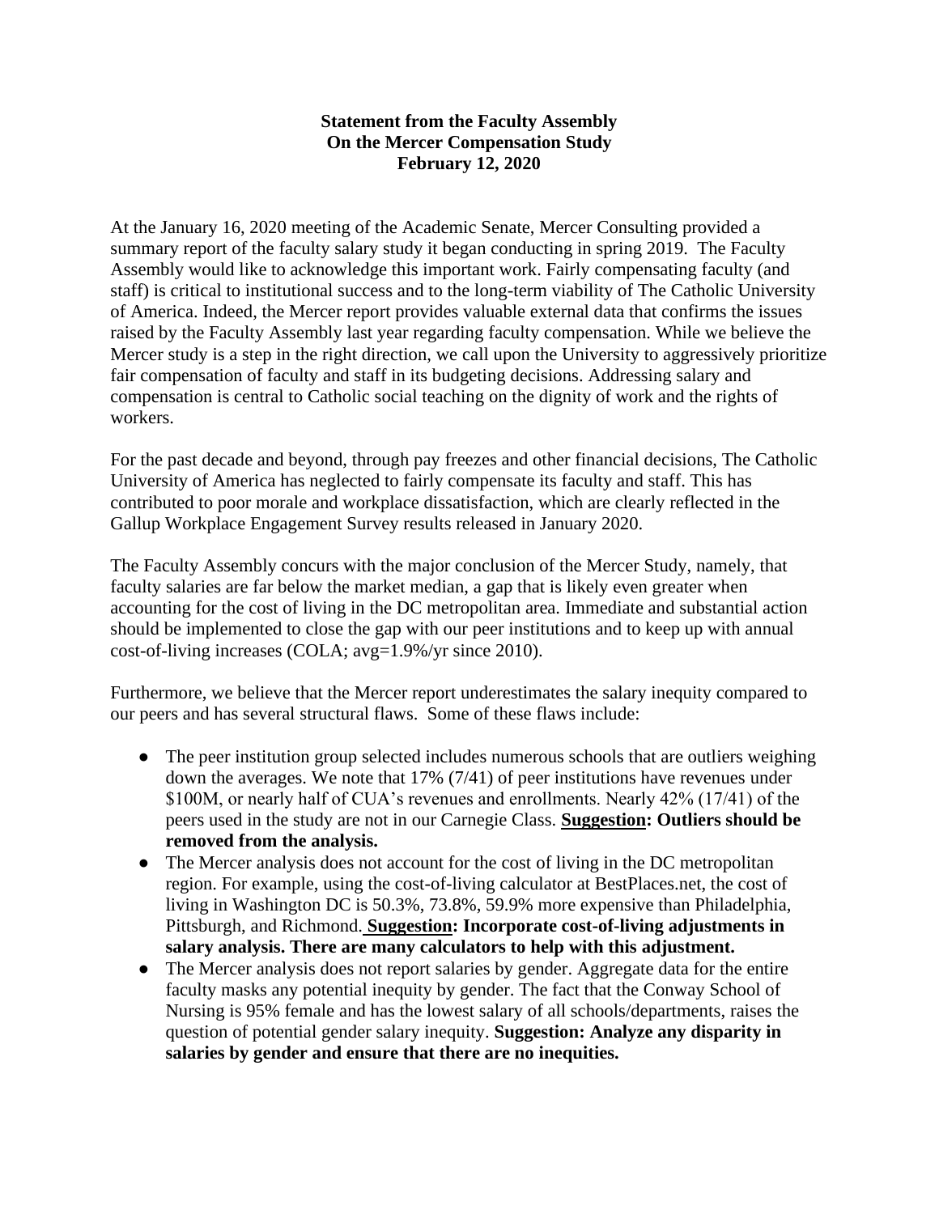**Statement from the Faculty Assembly**
**On the Mercer Compensation Study**
**February 12, 2020**

At the January 16, 2020 meeting of the Academic Senate, Mercer Consulting provided a summary report of the faculty salary study it began conducting in spring 2019. The Faculty Assembly would like to acknowledge this important work. Fairly compensating faculty (and staff) is critical to institutional success and to the long-term viability of The Catholic University of America. Indeed, the Mercer report provides valuable external data that confirms the issues raised by the Faculty Assembly last year regarding faculty compensation. While we believe the Mercer study is a step in the right direction, we call upon the University to aggressively prioritize fair compensation of faculty and staff in its budgeting decisions. Addressing salary and compensation is central to Catholic social teaching on the dignity of work and the rights of workers.

For the past decade and beyond, through pay freezes and other financial decisions, The Catholic University of America has neglected to fairly compensate its faculty and staff. This has contributed to poor morale and workplace dissatisfaction, which are clearly reflected in the Gallup Workplace Engagement Survey results released in January 2020.

The Faculty Assembly concurs with the major conclusion of the Mercer Study, namely, that faculty salaries are far below the market median, a gap that is likely even greater when accounting for the cost of living in the DC metropolitan area. Immediate and substantial action should be implemented to close the gap with our peer institutions and to keep up with annual cost-of-living increases (COLA; avg=1.9%/yr since 2010).

Furthermore, we believe that the Mercer report underestimates the salary inequity compared to our peers and has several structural flaws. Some of these flaws include:

- The peer institution group selected includes numerous schools that are outliers weighing down the averages. We note that 17% (7/41) of peer institutions have revenues under $100M, or nearly half of CUA's revenues and enrollments. Nearly 42% (17/41) of the peers used in the study are not in our Carnegie Class. **Suggestion: Outliers should be removed from the analysis.**
- The Mercer analysis does not account for the cost of living in the DC metropolitan region. For example, using the cost-of-living calculator at BestPlaces.net, the cost of living in Washington DC is 50.3%, 73.8%, 59.9% more expensive than Philadelphia, Pittsburgh, and Richmond. **Suggestion: Incorporate cost-of-living adjustments in salary analysis. There are many calculators to help with this adjustment.**
- The Mercer analysis does not report salaries by gender. Aggregate data for the entire faculty masks any potential inequity by gender. The fact that the Conway School of Nursing is 95% female and has the lowest salary of all schools/departments, raises the question of potential gender salary inequity. **Suggestion: Analyze any disparity in salaries by gender and ensure that there are no inequities.**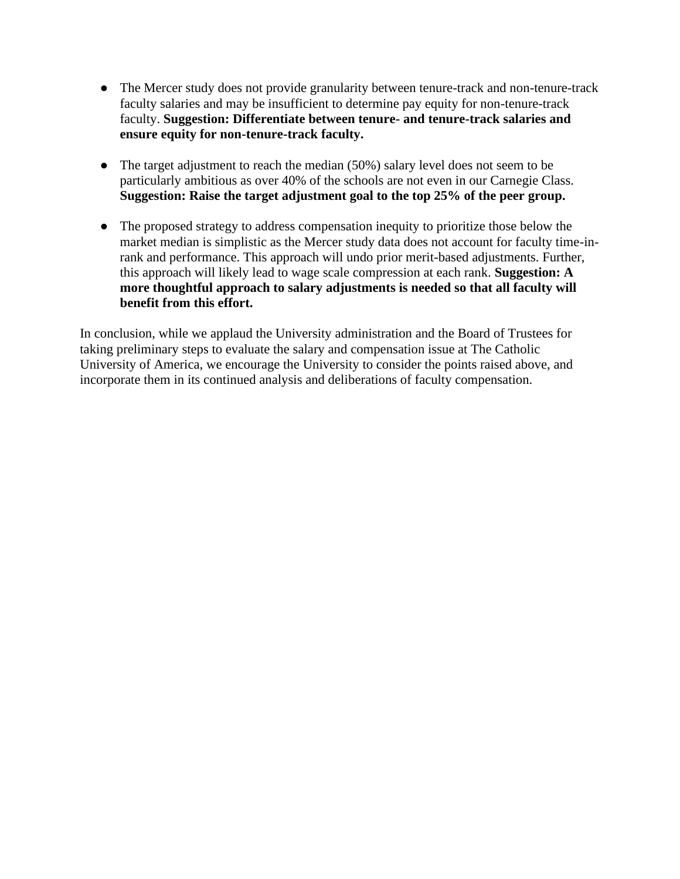- The Mercer study does not provide granularity between tenure-track and non-tenure-track faculty salaries and may be insufficient to determine pay equity for non-tenure-track faculty. **Suggestion: Differentiate between tenure- and tenure-track salaries and ensure equity for non-tenure-track faculty.**

- The target adjustment to reach the median (50%) salary level does not seem to be particularly ambitious as over 40% of the schools are not even in our Carnegie Class. **Suggestion: Raise the target adjustment goal to the top 25% of the peer group.**

- The proposed strategy to address compensation inequity to prioritize those below the market median is simplistic as the Mercer study data does not account for faculty time-in-rank and performance. This approach will undo prior merit-based adjustments. Further, this approach will likely lead to wage scale compression at each rank. **Suggestion: A more thoughtful approach to salary adjustments is needed so that all faculty will benefit from this effort.**

In conclusion, while we applaud the University administration and the Board of Trustees for taking preliminary steps to evaluate the salary and compensation issue at The Catholic University of America, we encourage the University to consider the points raised above, and incorporate them in its continued analysis and deliberations of faculty compensation.